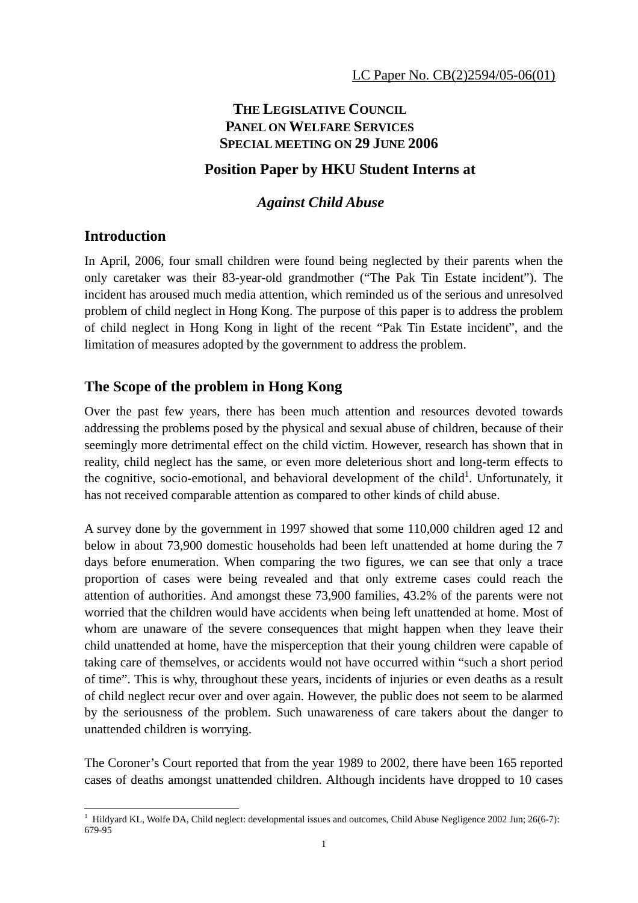LC Paper No. CB(2)2594/05-06(01)

**THE LEGISLATIVE COUNCIL**
**PANEL ON WELFARE SERVICES**
**SPECIAL MEETING ON 29 JUNE 2006**

# Position Paper by HKU Student Interns at

## *Against Child Abuse*

## Introduction

In April, 2006, four small children were found being neglected by their parents when the only caretaker was their 83-year-old grandmother ("The Pak Tin Estate incident"). The incident has aroused much media attention, which reminded us of the serious and unresolved problem of child neglect in Hong Kong. The purpose of this paper is to address the problem of child neglect in Hong Kong in light of the recent "Pak Tin Estate incident", and the limitation of measures adopted by the government to address the problem.

## The Scope of the problem in Hong Kong

Over the past few years, there has been much attention and resources devoted towards addressing the problems posed by the physical and sexual abuse of children, because of their seemingly more detrimental effect on the child victim. However, research has shown that in reality, child neglect has the same, or even more deleterious short and long-term effects to the cognitive, socio-emotional, and behavioral development of the child[1]. Unfortunately, it has not received comparable attention as compared to other kinds of child abuse.

A survey done by the government in 1997 showed that some 110,000 children aged 12 and below in about 73,900 domestic households had been left unattended at home during the 7 days before enumeration. When comparing the two figures, we can see that only a trace proportion of cases were being revealed and that only extreme cases could reach the attention of authorities. And amongst these 73,900 families, 43.2% of the parents were not worried that the children would have accidents when being left unattended at home. Most of whom are unaware of the severe consequences that might happen when they leave their child unattended at home, have the misperception that their young children were capable of taking care of themselves, or accidents would not have occurred within "such a short period of time". This is why, throughout these years, incidents of injuries or even deaths as a result of child neglect recur over and over again. However, the public does not seem to be alarmed by the seriousness of the problem. Such unawareness of care takers about the danger to unattended children is worrying.

The Coroner's Court reported that from the year 1989 to 2002, there have been 165 reported cases of deaths amongst unattended children. Although incidents have dropped to 10 cases

---

[1] Hildyard KL, Wolfe DA, Child neglect: developmental issues and outcomes, Child Abuse Negligence 2002 Jun; 26(6-7): 679-95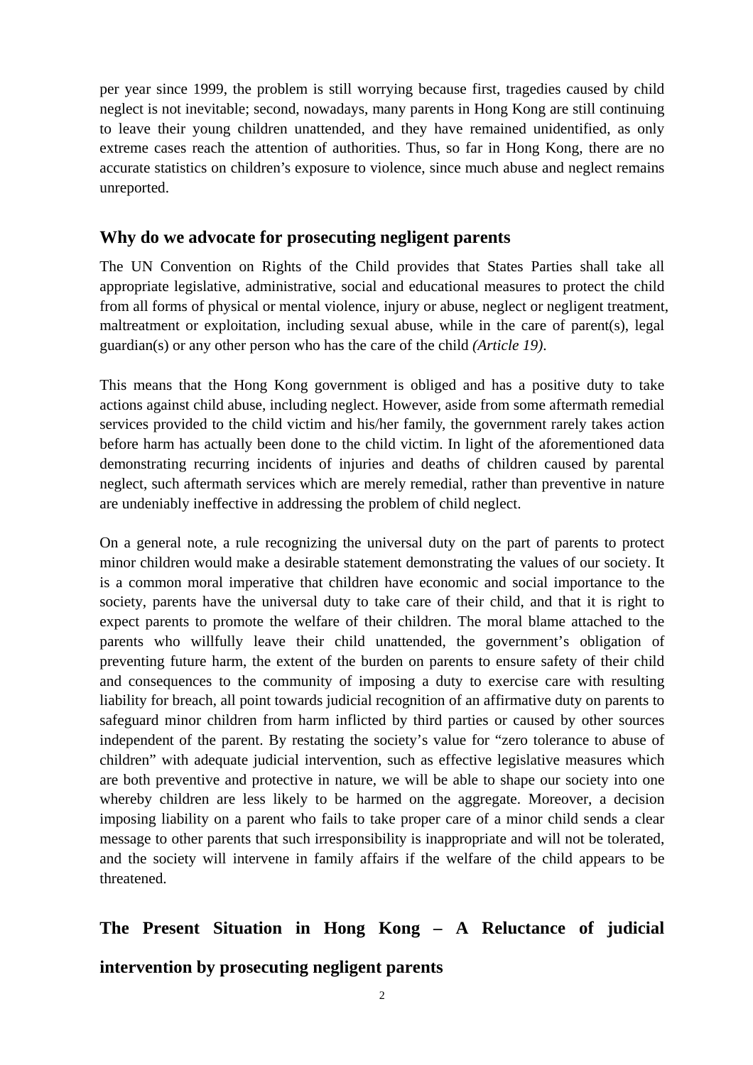per year since 1999, the problem is still worrying because first, tragedies caused by child neglect is not inevitable; second, nowadays, many parents in Hong Kong are still continuing to leave their young children unattended, and they have remained unidentified, as only extreme cases reach the attention of authorities. Thus, so far in Hong Kong, there are no accurate statistics on children's exposure to violence, since much abuse and neglect remains unreported.

## Why do we advocate for prosecuting negligent parents

The UN Convention on Rights of the Child provides that States Parties shall take all appropriate legislative, administrative, social and educational measures to protect the child from all forms of physical or mental violence, injury or abuse, neglect or negligent treatment, maltreatment or exploitation, including sexual abuse, while in the care of parent(s), legal guardian(s) or any other person who has the care of the child *(Article 19)*.

This means that the Hong Kong government is obliged and has a positive duty to take actions against child abuse, including neglect. However, aside from some aftermath remedial services provided to the child victim and his/her family, the government rarely takes action before harm has actually been done to the child victim. In light of the aforementioned data demonstrating recurring incidents of injuries and deaths of children caused by parental neglect, such aftermath services which are merely remedial, rather than preventive in nature are undeniably ineffective in addressing the problem of child neglect.

On a general note, a rule recognizing the universal duty on the part of parents to protect minor children would make a desirable statement demonstrating the values of our society. It is a common moral imperative that children have economic and social importance to the society, parents have the universal duty to take care of their child, and that it is right to expect parents to promote the welfare of their children. The moral blame attached to the parents who willfully leave their child unattended, the government's obligation of preventing future harm, the extent of the burden on parents to ensure safety of their child and consequences to the community of imposing a duty to exercise care with resulting liability for breach, all point towards judicial recognition of an affirmative duty on parents to safeguard minor children from harm inflicted by third parties or caused by other sources independent of the parent. By restating the society's value for "zero tolerance to abuse of children" with adequate judicial intervention, such as effective legislative measures which are both preventive and protective in nature, we will be able to shape our society into one whereby children are less likely to be harmed on the aggregate. Moreover, a decision imposing liability on a parent who fails to take proper care of a minor child sends a clear message to other parents that such irresponsibility is inappropriate and will not be tolerated, and the society will intervene in family affairs if the welfare of the child appears to be threatened.

## The Present Situation in Hong Kong – A Reluctance of judicial intervention by prosecuting negligent parents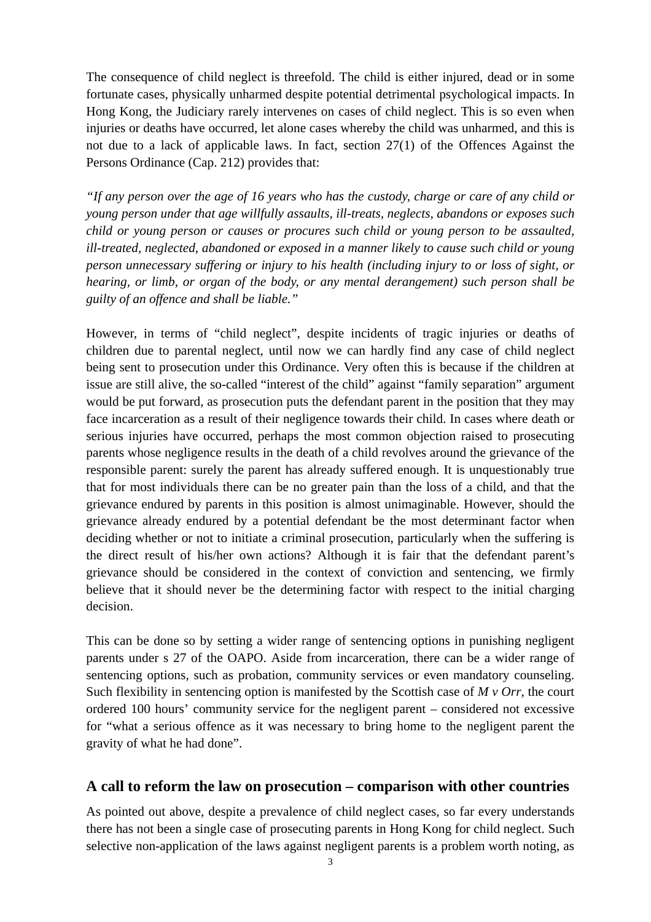The consequence of child neglect is threefold. The child is either injured, dead or in some fortunate cases, physically unharmed despite potential detrimental psychological impacts. In Hong Kong, the Judiciary rarely intervenes on cases of child neglect. This is so even when injuries or deaths have occurred, let alone cases whereby the child was unharmed, and this is not due to a lack of applicable laws. In fact, section 27(1) of the Offences Against the Persons Ordinance (Cap. 212) provides that:

*"If any person over the age of 16 years who has the custody, charge or care of any child or young person under that age willfully assaults, ill-treats, neglects, abandons or exposes such child or young person or causes or procures such child or young person to be assaulted, ill-treated, neglected, abandoned or exposed in a manner likely to cause such child or young person unnecessary suffering or injury to his health (including injury to or loss of sight, or hearing, or limb, or organ of the body, or any mental derangement) such person shall be guilty of an offence and shall be liable."*

However, in terms of "child neglect", despite incidents of tragic injuries or deaths of children due to parental neglect, until now we can hardly find any case of child neglect being sent to prosecution under this Ordinance. Very often this is because if the children at issue are still alive, the so-called "interest of the child" against "family separation" argument would be put forward, as prosecution puts the defendant parent in the position that they may face incarceration as a result of their negligence towards their child. In cases where death or serious injuries have occurred, perhaps the most common objection raised to prosecuting parents whose negligence results in the death of a child revolves around the grievance of the responsible parent: surely the parent has already suffered enough. It is unquestionably true that for most individuals there can be no greater pain than the loss of a child, and that the grievance endured by parents in this position is almost unimaginable. However, should the grievance already endured by a potential defendant be the most determinant factor when deciding whether or not to initiate a criminal prosecution, particularly when the suffering is the direct result of his/her own actions? Although it is fair that the defendant parent's grievance should be considered in the context of conviction and sentencing, we firmly believe that it should never be the determining factor with respect to the initial charging decision.

This can be done so by setting a wider range of sentencing options in punishing negligent parents under s 27 of the OAPO. Aside from incarceration, there can be a wider range of sentencing options, such as probation, community services or even mandatory counseling. Such flexibility in sentencing option is manifested by the Scottish case of *M v Orr*, the court ordered 100 hours' community service for the negligent parent – considered not excessive for "what a serious offence as it was necessary to bring home to the negligent parent the gravity of what he had done".

## A call to reform the law on prosecution – comparison with other countries

As pointed out above, despite a prevalence of child neglect cases, so far every understands there has not been a single case of prosecuting parents in Hong Kong for child neglect. Such selective non-application of the laws against negligent parents is a problem worth noting, as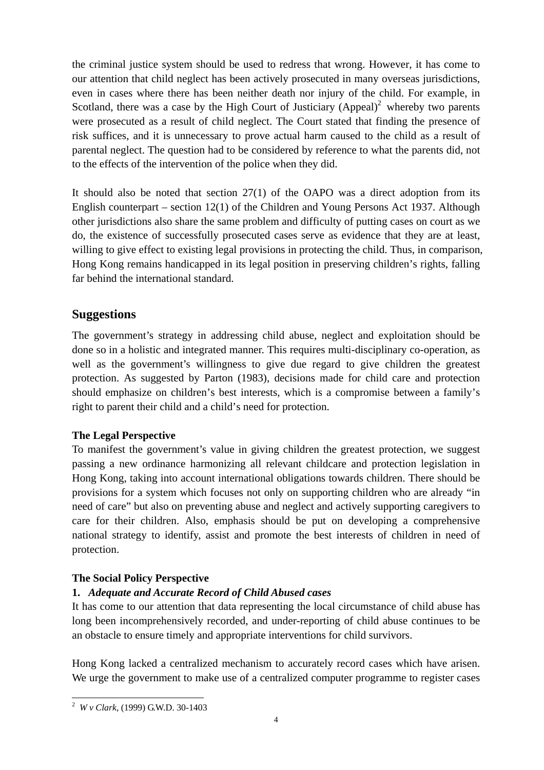the criminal justice system should be used to redress that wrong. However, it has come to our attention that child neglect has been actively prosecuted in many overseas jurisdictions, even in cases where there has been neither death nor injury of the child. For example, in Scotland, there was a case by the High Court of Justiciary (Appeal)[2] whereby two parents were prosecuted as a result of child neglect. The Court stated that finding the presence of risk suffices, and it is unnecessary to prove actual harm caused to the child as a result of parental neglect. The question had to be considered by reference to what the parents did, not to the effects of the intervention of the police when they did.

It should also be noted that section 27(1) of the OAPO was a direct adoption from its English counterpart – section 12(1) of the Children and Young Persons Act 1937. Although other jurisdictions also share the same problem and difficulty of putting cases on court as we do, the existence of successfully prosecuted cases serve as evidence that they are at least, willing to give effect to existing legal provisions in protecting the child. Thus, in comparison, Hong Kong remains handicapped in its legal position in preserving children's rights, falling far behind the international standard.

## Suggestions

The government's strategy in addressing child abuse, neglect and exploitation should be done so in a holistic and integrated manner. This requires multi-disciplinary co-operation, as well as the government's willingness to give due regard to give children the greatest protection. As suggested by Parton (1983), decisions made for child care and protection should emphasize on children's best interests, which is a compromise between a family's right to parent their child and a child's need for protection.

**The Legal Perspective**

To manifest the government's value in giving children the greatest protection, we suggest passing a new ordinance harmonizing all relevant childcare and protection legislation in Hong Kong, taking into account international obligations towards children. There should be provisions for a system which focuses not only on supporting children who are already "in need of care" but also on preventing abuse and neglect and actively supporting caregivers to care for their children. Also, emphasis should be put on developing a comprehensive national strategy to identify, assist and promote the best interests of children in need of protection.

**The Social Policy Perspective**

**1.** ***Adequate and Accurate Record of Child Abused cases***

It has come to our attention that data representing the local circumstance of child abuse has long been incomprehensively recorded, and under-reporting of child abuse continues to be an obstacle to ensure timely and appropriate interventions for child survivors.

Hong Kong lacked a centralized mechanism to accurately record cases which have arisen. We urge the government to make use of a centralized computer programme to register cases

---

[2] *W v Clark*, (1999) G.W.D. 30-1403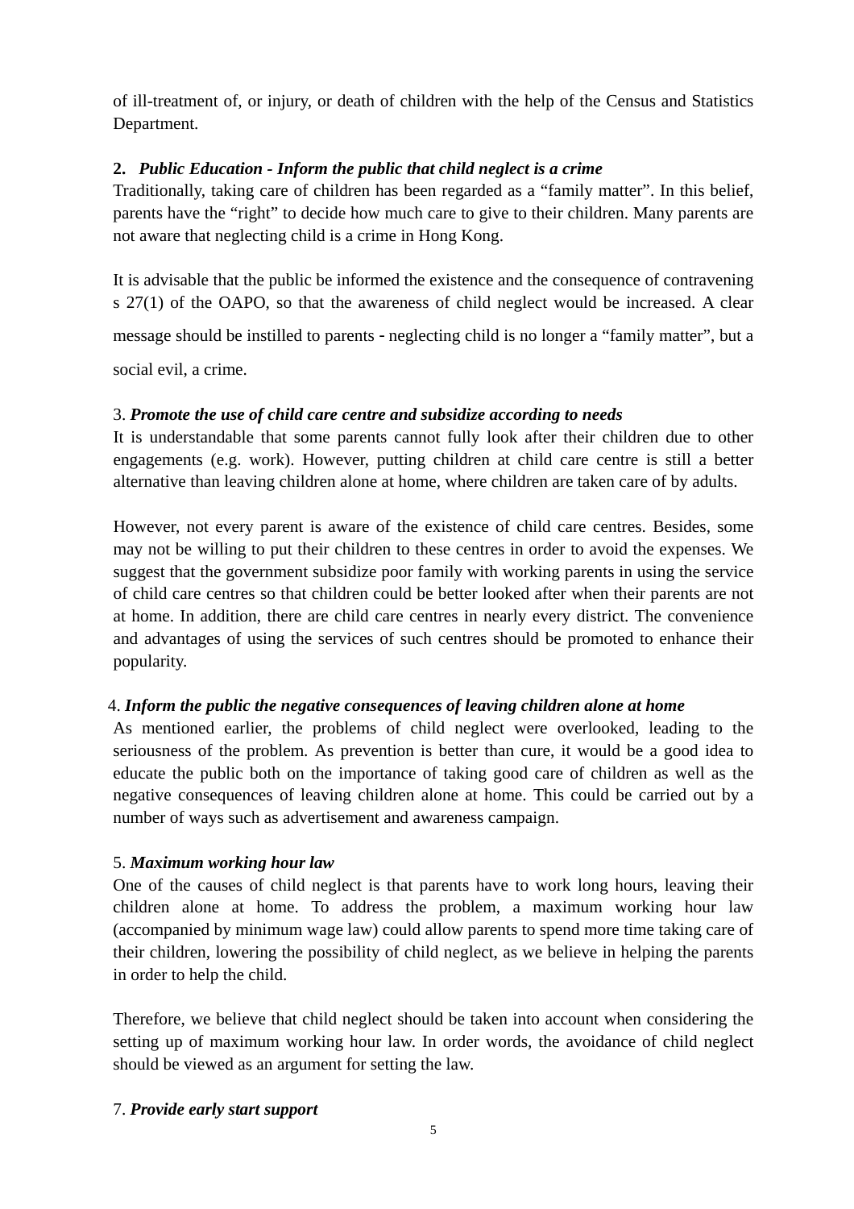of ill-treatment of, or injury, or death of children with the help of the Census and Statistics Department.

**2. *Public Education - Inform the public that child neglect is a crime***

Traditionally, taking care of children has been regarded as a "family matter". In this belief, parents have the "right" to decide how much care to give to their children. Many parents are not aware that neglecting child is a crime in Hong Kong.

It is advisable that the public be informed the existence and the consequence of contravening s 27(1) of the OAPO, so that the awareness of child neglect would be increased. A clear message should be instilled to parents - neglecting child is no longer a "family matter", but a social evil, a crime.

3. ***Promote the use of child care centre and subsidize according to needs***

It is understandable that some parents cannot fully look after their children due to other engagements (e.g. work). However, putting children at child care centre is still a better alternative than leaving children alone at home, where children are taken care of by adults.

However, not every parent is aware of the existence of child care centres. Besides, some may not be willing to put their children to these centres in order to avoid the expenses. We suggest that the government subsidize poor family with working parents in using the service of child care centres so that children could be better looked after when their parents are not at home. In addition, there are child care centres in nearly every district. The convenience and advantages of using the services of such centres should be promoted to enhance their popularity.

4. ***Inform the public the negative consequences of leaving children alone at home***

As mentioned earlier, the problems of child neglect were overlooked, leading to the seriousness of the problem. As prevention is better than cure, it would be a good idea to educate the public both on the importance of taking good care of children as well as the negative consequences of leaving children alone at home. This could be carried out by a number of ways such as advertisement and awareness campaign.

5. ***Maximum working hour law***

One of the causes of child neglect is that parents have to work long hours, leaving their children alone at home. To address the problem, a maximum working hour law (accompanied by minimum wage law) could allow parents to spend more time taking care of their children, lowering the possibility of child neglect, as we believe in helping the parents in order to help the child.

Therefore, we believe that child neglect should be taken into account when considering the setting up of maximum working hour law. In order words, the avoidance of child neglect should be viewed as an argument for setting the law.

7. ***Provide early start support***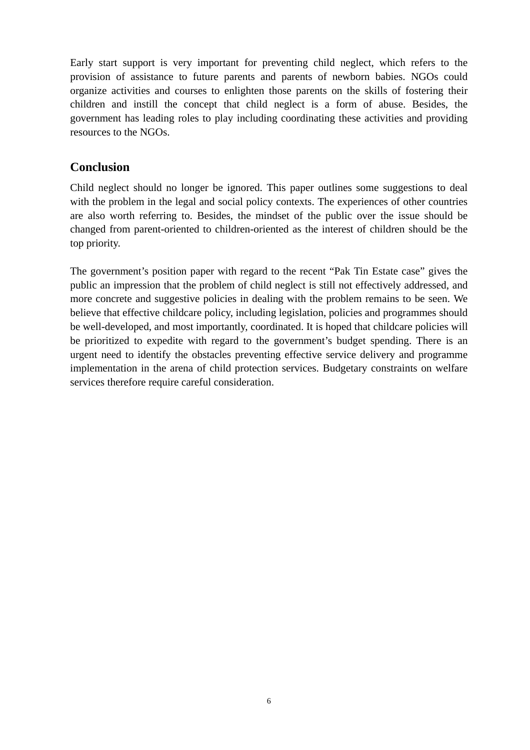Early start support is very important for preventing child neglect, which refers to the provision of assistance to future parents and parents of newborn babies. NGOs could organize activities and courses to enlighten those parents on the skills of fostering their children and instill the concept that child neglect is a form of abuse. Besides, the government has leading roles to play including coordinating these activities and providing resources to the NGOs.

## Conclusion

Child neglect should no longer be ignored. This paper outlines some suggestions to deal with the problem in the legal and social policy contexts. The experiences of other countries are also worth referring to. Besides, the mindset of the public over the issue should be changed from parent-oriented to children-oriented as the interest of children should be the top priority.

The government's position paper with regard to the recent "Pak Tin Estate case" gives the public an impression that the problem of child neglect is still not effectively addressed, and more concrete and suggestive policies in dealing with the problem remains to be seen. We believe that effective childcare policy, including legislation, policies and programmes should be well-developed, and most importantly, coordinated. It is hoped that childcare policies will be prioritized to expedite with regard to the government's budget spending. There is an urgent need to identify the obstacles preventing effective service delivery and programme implementation in the arena of child protection services. Budgetary constraints on welfare services therefore require careful consideration.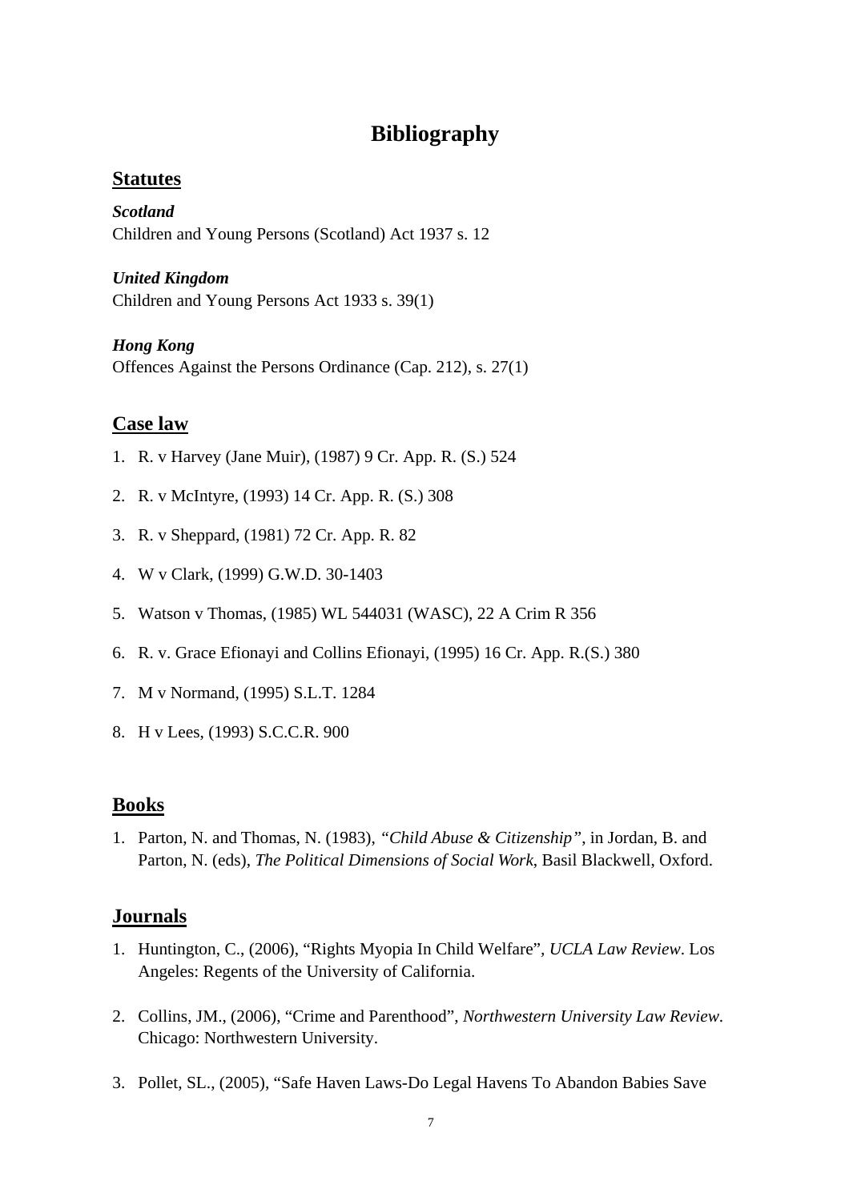# Bibliography

## Statutes

***Scotland***
Children and Young Persons (Scotland) Act 1937 s. 12

***United Kingdom***
Children and Young Persons Act 1933 s. 39(1)

***Hong Kong***
Offences Against the Persons Ordinance (Cap. 212), s. 27(1)

## Case law

1. R. v Harvey (Jane Muir), (1987) 9 Cr. App. R. (S.) 524
2. R. v McIntyre, (1993) 14 Cr. App. R. (S.) 308
3. R. v Sheppard, (1981) 72 Cr. App. R. 82
4. W v Clark, (1999) G.W.D. 30-1403
5. Watson v Thomas, (1985) WL 544031 (WASC), 22 A Crim R 356
6. R. v. Grace Efionayi and Collins Efionayi, (1995) 16 Cr. App. R.(S.) 380
7. M v Normand, (1995) S.L.T. 1284
8. H v Lees, (1993) S.C.C.R. 900

## Books

1. Parton, N. and Thomas, N. (1983), *"Child Abuse & Citizenship"*, in Jordan, B. and Parton, N. (eds), *The Political Dimensions of Social Work*, Basil Blackwell, Oxford.

## Journals

1. Huntington, C., (2006), "Rights Myopia In Child Welfare", *UCLA Law Review*. Los Angeles: Regents of the University of California.
2. Collins, JM., (2006), "Crime and Parenthood", *Northwestern University Law Review*. Chicago: Northwestern University.
3. Pollet, SL., (2005), "Safe Haven Laws-Do Legal Havens To Abandon Babies Save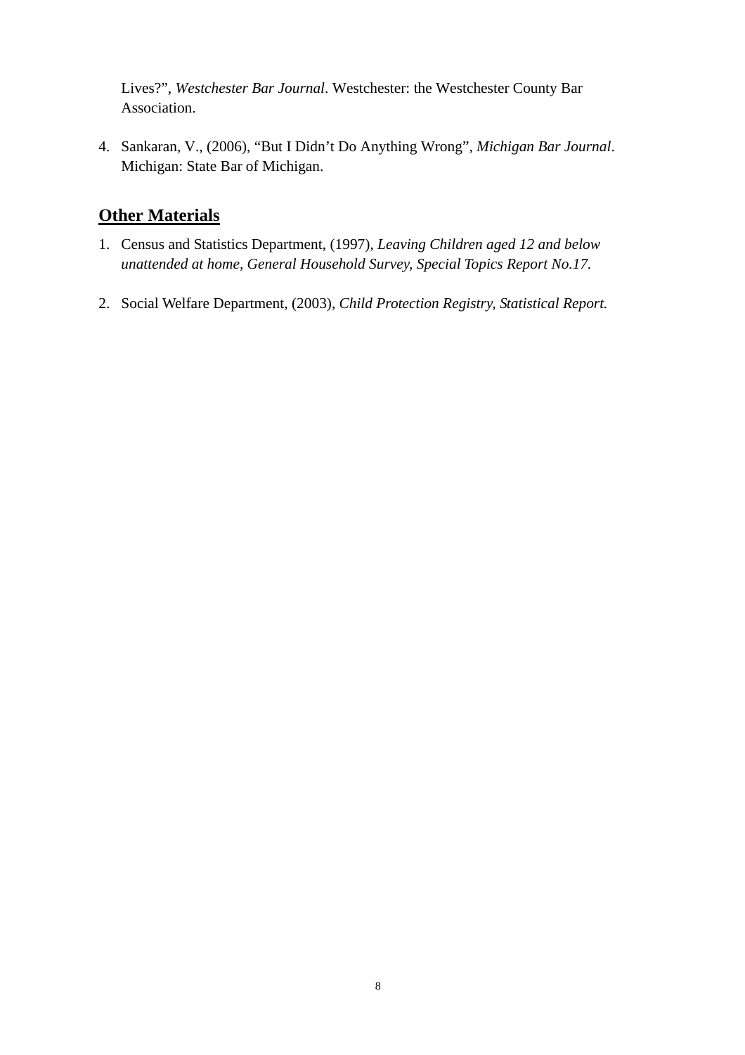Lives?", *Westchester Bar Journal*. Westchester: the Westchester County Bar Association.

4. Sankaran, V., (2006), "But I Didn't Do Anything Wrong", *Michigan Bar Journal*. Michigan: State Bar of Michigan.

## Other Materials

1. Census and Statistics Department, (1997), *Leaving Children aged 12 and below unattended at home, General Household Survey, Special Topics Report No.17.*

2. Social Welfare Department, (2003), *Child Protection Registry, Statistical Report.*